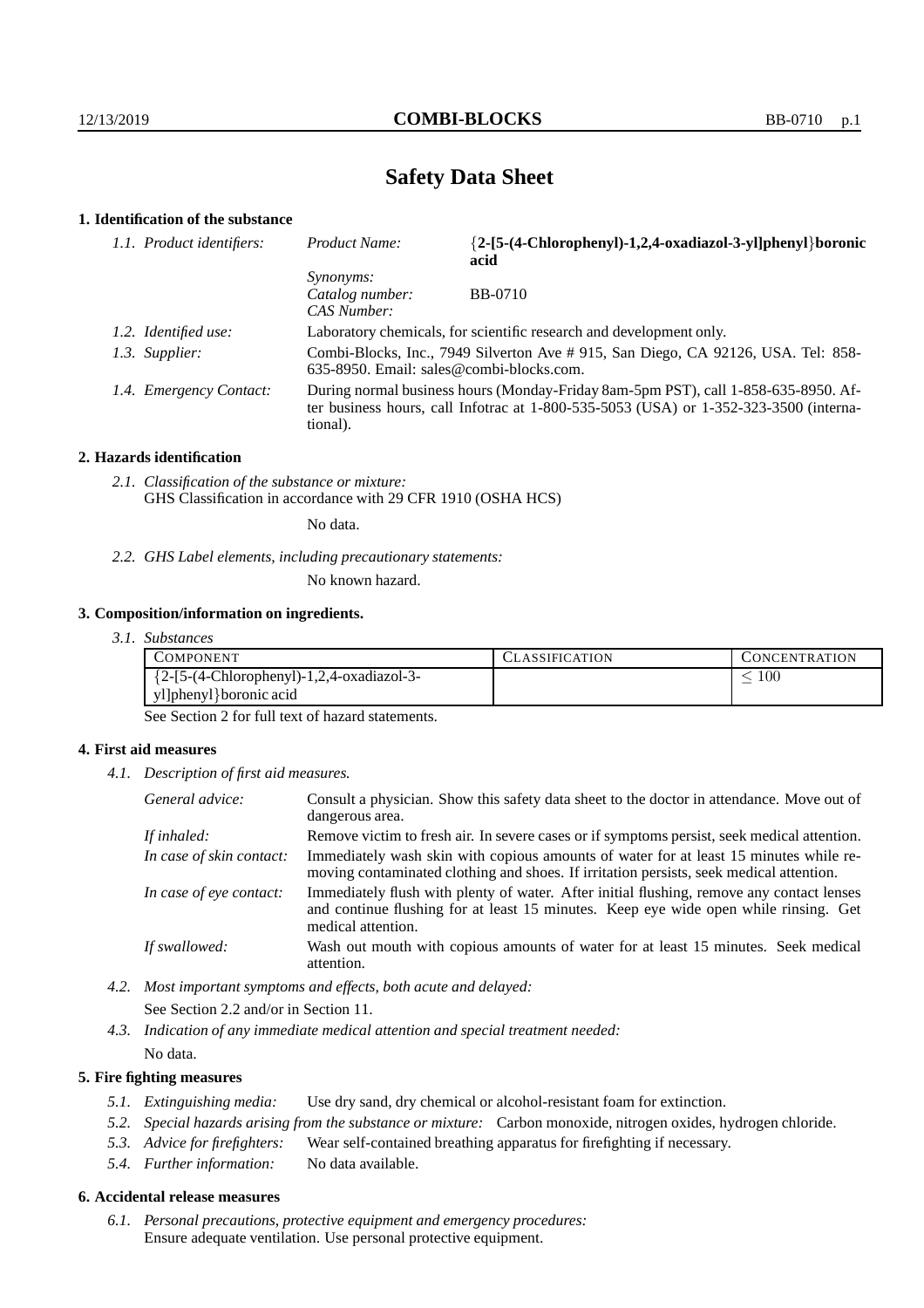# Safety Data Sheet

## 1. Identification of the substance

*1.1. Product identifiers:*

| | |
|---|---|
| *Product Name:* | **{2-[5-(4-Chlorophenyl)-1,2,4-oxadiazol-3-yl]phenyl}boronic acid** |
| *Synonyms:* | |
| *Catalog number:* | BB-0710 |
| *CAS Number:* | |

*1.2. Identified use:* Laboratory chemicals, for scientific research and development only.

*1.3. Supplier:* Combi-Blocks, Inc., 7949 Silverton Ave # 915, San Diego, CA 92126, USA. Tel: 858-635-8950. Email: sales@combi-blocks.com.

*1.4. Emergency Contact:* During normal business hours (Monday-Friday 8am-5pm PST), call 1-858-635-8950. After business hours, call Infotrac at 1-800-535-5053 (USA) or 1-352-323-3500 (international).

## 2. Hazards identification

*2.1. Classification of the substance or mixture:*
GHS Classification in accordance with 29 CFR 1910 (OSHA HCS)

No data.

*2.2. GHS Label elements, including precautionary statements:*

No known hazard.

## 3. Composition/information on ingredients.

*3.1. Substances*

| COMPONENT | CLASSIFICATION | CONCENTRATION |
|---|---|---|
| {2-[5-(4-Chlorophenyl)-1,2,4-oxadiazol-3-yl]phenyl}boronic acid | | $\leq 100$ |

See Section 2 for full text of hazard statements.

## 4. First aid measures

*4.1. Description of first aid measures.*

*General advice:* Consult a physician. Show this safety data sheet to the doctor in attendance. Move out of dangerous area.

*If inhaled:* Remove victim to fresh air. In severe cases or if symptoms persist, seek medical attention.

*In case of skin contact:* Immediately wash skin with copious amounts of water for at least 15 minutes while removing contaminated clothing and shoes. If irritation persists, seek medical attention.

*In case of eye contact:* Immediately flush with plenty of water. After initial flushing, remove any contact lenses and continue flushing for at least 15 minutes. Keep eye wide open while rinsing. Get medical attention.

*If swallowed:* Wash out mouth with copious amounts of water for at least 15 minutes. Seek medical attention.

*4.2. Most important symptoms and effects, both acute and delayed:*

See Section 2.2 and/or in Section 11.

*4.3. Indication of any immediate medical attention and special treatment needed:*

No data.

## 5. Fire fighting measures

*5.1. Extinguishing media:* Use dry sand, dry chemical or alcohol-resistant foam for extinction.

*5.2. Special hazards arising from the substance or mixture:* Carbon monoxide, nitrogen oxides, hydrogen chloride.

*5.3. Advice for firefighters:* Wear self-contained breathing apparatus for firefighting if necessary.

*5.4. Further information:* No data available.

## 6. Accidental release measures

*6.1. Personal precautions, protective equipment and emergency procedures:*
Ensure adequate ventilation. Use personal protective equipment.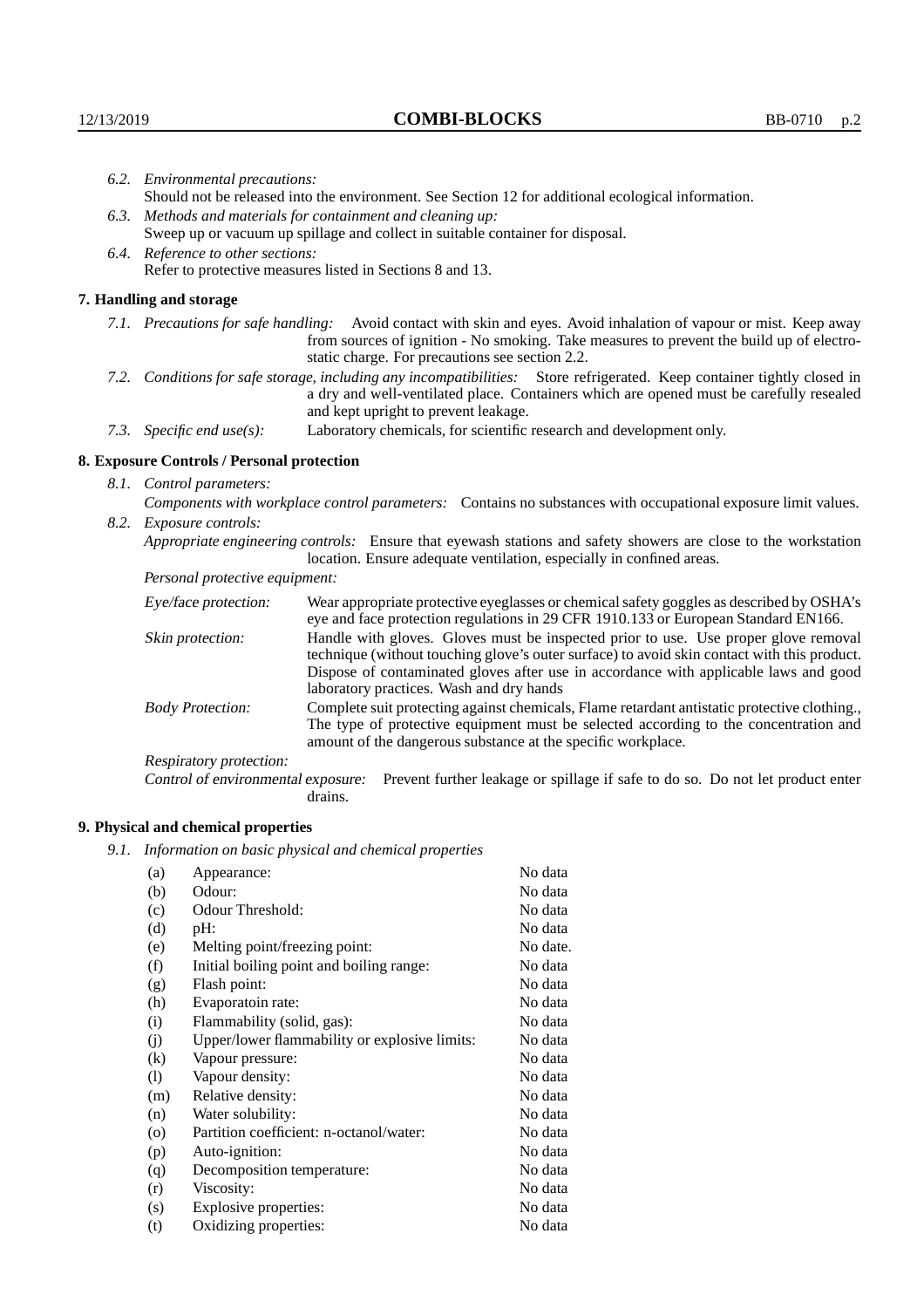*6.2. Environmental precautions:*
Should not be released into the environment. See Section 12 for additional ecological information.

*6.3. Methods and materials for containment and cleaning up:*
Sweep up or vacuum up spillage and collect in suitable container for disposal.

*6.4. Reference to other sections:*
Refer to protective measures listed in Sections 8 and 13.

## 7. Handling and storage

*7.1. Precautions for safe handling:* Avoid contact with skin and eyes. Avoid inhalation of vapour or mist. Keep away from sources of ignition - No smoking. Take measures to prevent the build up of electrostatic charge. For precautions see section 2.2.

*7.2. Conditions for safe storage, including any incompatibilities:* Store refrigerated. Keep container tightly closed in a dry and well-ventilated place. Containers which are opened must be carefully resealed and kept upright to prevent leakage.

*7.3. Specific end use(s):* Laboratory chemicals, for scientific research and development only.

## 8. Exposure Controls / Personal protection

*8.1. Control parameters:*
*Components with workplace control parameters:* Contains no substances with occupational exposure limit values.

*8.2. Exposure controls:*
*Appropriate engineering controls:* Ensure that eyewash stations and safety showers are close to the workstation location. Ensure adequate ventilation, especially in confined areas.

*Personal protective equipment:*

*Eye/face protection:* Wear appropriate protective eyeglasses or chemical safety goggles as described by OSHA's eye and face protection regulations in 29 CFR 1910.133 or European Standard EN166.

*Skin protection:* Handle with gloves. Gloves must be inspected prior to use. Use proper glove removal technique (without touching glove's outer surface) to avoid skin contact with this product. Dispose of contaminated gloves after use in accordance with applicable laws and good laboratory practices. Wash and dry hands

*Body Protection:* Complete suit protecting against chemicals, Flame retardant antistatic protective clothing., The type of protective equipment must be selected according to the concentration and amount of the dangerous substance at the specific workplace.

*Respiratory protection:*

*Control of environmental exposure:* Prevent further leakage or spillage if safe to do so. Do not let product enter drains.

## 9. Physical and chemical properties

*9.1. Information on basic physical and chemical properties*

| | | |
|---|---|---|
| (a) | Appearance: | No data |
| (b) | Odour: | No data |
| (c) | Odour Threshold: | No data |
| (d) | pH: | No data |
| (e) | Melting point/freezing point: | No date. |
| (f) | Initial boiling point and boiling range: | No data |
| (g) | Flash point: | No data |
| (h) | Evaporatoin rate: | No data |
| (i) | Flammability (solid, gas): | No data |
| (j) | Upper/lower flammability or explosive limits: | No data |
| (k) | Vapour pressure: | No data |
| (l) | Vapour density: | No data |
| (m) | Relative density: | No data |
| (n) | Water solubility: | No data |
| (o) | Partition coefficient: n-octanol/water: | No data |
| (p) | Auto-ignition: | No data |
| (q) | Decomposition temperature: | No data |
| (r) | Viscosity: | No data |
| (s) | Explosive properties: | No data |
| (t) | Oxidizing properties: | No data |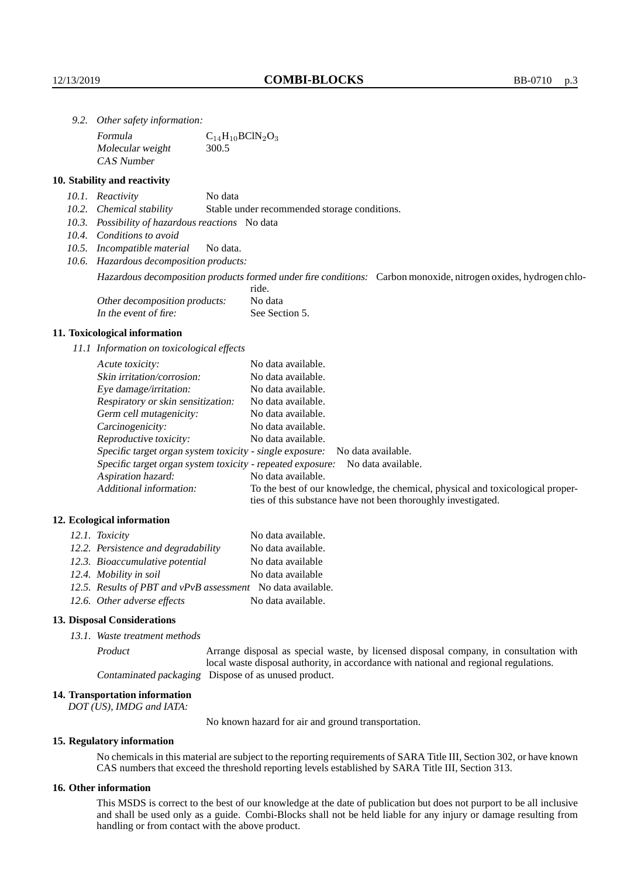*9.2. Other safety information:*

| | |
|---|---|
| *Formula* | $C_{14}H_{10}BClN_2O_3$ |
| *Molecular weight* | 300.5 |
| *CAS Number* | |

## 10. Stability and reactivity

*10.1. Reactivity* No data

*10.2. Chemical stability* Stable under recommended storage conditions.

*10.3. Possibility of hazardous reactions* No data

*10.4. Conditions to avoid*

*10.5. Incompatible material* No data.

*10.6. Hazardous decomposition products:*

*Hazardous decomposition products formed under fire conditions:* Carbon monoxide, nitrogen oxides, hydrogen chloride.

*Other decomposition products:* No data

*In the event of fire:* See Section 5.

## 11. Toxicological information

*11.1 Information on toxicological effects*

| | |
|---|---|
| *Acute toxicity:* | No data available. |
| *Skin irritation/corrosion:* | No data available. |
| *Eye damage/irritation:* | No data available. |
| *Respiratory or skin sensitization:* | No data available. |
| *Germ cell mutagenicity:* | No data available. |
| *Carcinogenicity:* | No data available. |
| *Reproductive toxicity:* | No data available. |
| *Specific target organ system toxicity - single exposure:* | No data available. |
| *Specific target organ system toxicity - repeated exposure:* | No data available. |
| *Aspiration hazard:* | No data available. |
| *Additional information:* | To the best of our knowledge, the chemical, physical and toxicological properties of this substance have not been thoroughly investigated. |

## 12. Ecological information

| | |
|---|---|
| *12.1. Toxicity* | No data available. |
| *12.2. Persistence and degradability* | No data available. |
| *12.3. Bioaccumulative potential* | No data available |
| *12.4. Mobility in soil* | No data available |
| *12.5. Results of PBT and vPvB assessment* | No data available. |
| *12.6. Other adverse effects* | No data available. |

## 13. Disposal Considerations

*13.1. Waste treatment methods*

*Product* Arrange disposal as special waste, by licensed disposal company, in consultation with local waste disposal authority, in accordance with national and regional regulations.

*Contaminated packaging* Dispose of as unused product.

## 14. Transportation information

*DOT (US), IMDG and IATA:*

No known hazard for air and ground transportation.

## 15. Regulatory information

No chemicals in this material are subject to the reporting requirements of SARA Title III, Section 302, or have known CAS numbers that exceed the threshold reporting levels established by SARA Title III, Section 313.

## 16. Other information

This MSDS is correct to the best of our knowledge at the date of publication but does not purport to be all inclusive and shall be used only as a guide. Combi-Blocks shall not be held liable for any injury or damage resulting from handling or from contact with the above product.